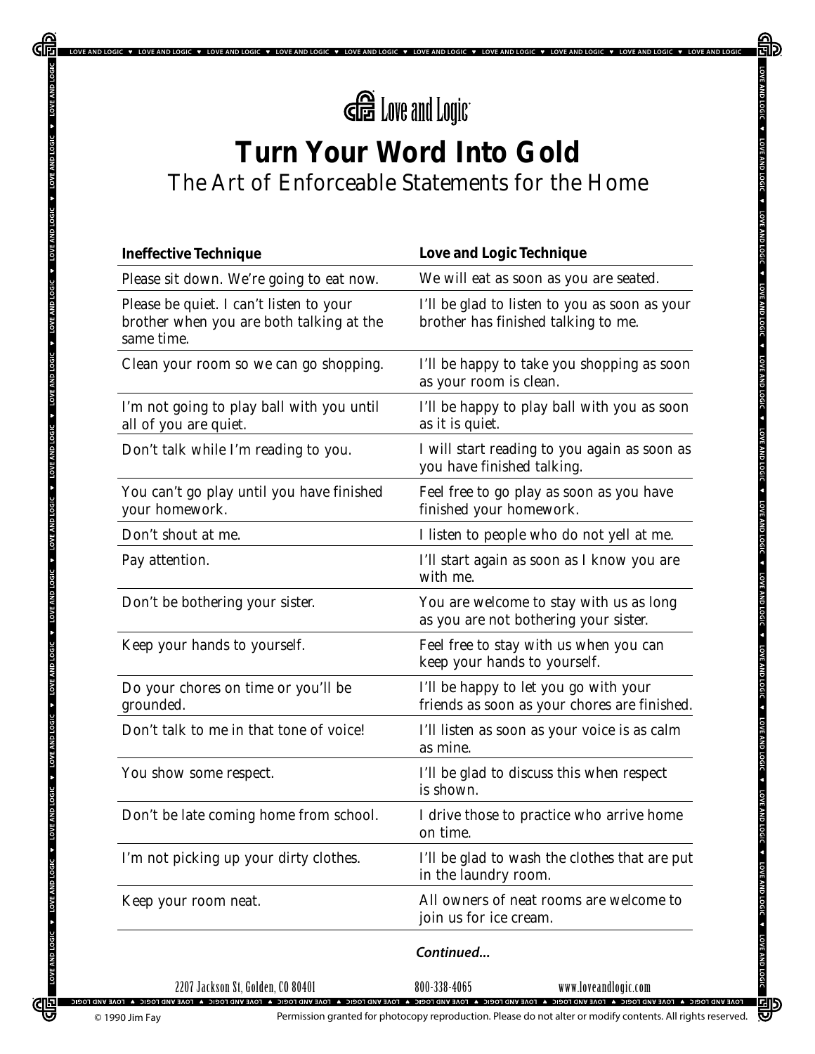Love and Logic

# Turn Your Word Into Gold

## The Art of Enforceable Statements for the Home

| Ineffective Technique | Love and Logic Technique |
|---|---|
| Please sit down. We're going to eat now. | We will eat as soon as you are seated. |
| Please be quiet. I can't listen to your brother when you are both talking at the same time. | I'll be glad to listen to you as soon as your brother has finished talking to me. |
| Clean your room so we can go shopping. | I'll be happy to take you shopping as soon as your room is clean. |
| I'm not going to play ball with you until all of you are quiet. | I'll be happy to play ball with you as soon as it is quiet. |
| Don't talk while I'm reading to you. | I will start reading to you again as soon as you have finished talking. |
| You can't go play until you have finished your homework. | Feel free to go play as soon as you have finished your homework. |
| Don't shout at me. | I listen to people who do not yell at me. |
| Pay attention. | I'll start again as soon as I know you are with me. |
| Don't be bothering your sister. | You are welcome to stay with us as long as you are not bothering your sister. |
| Keep your hands to yourself. | Feel free to stay with us when you can keep your hands to yourself. |
| Do your chores on time or you'll be grounded. | I'll be happy to let you go with your friends as soon as your chores are finished. |
| Don't talk to me in that tone of voice! | I'll listen as soon as your voice is as calm as mine. |
| You show some respect. | I'll be glad to discuss this when respect is shown. |
| Don't be late coming home from school. | I drive those to practice who arrive home on time. |
| I'm not picking up your dirty clothes. | I'll be glad to wash the clothes that are put in the laundry room. |
| Keep your room neat. | All owners of neat rooms are welcome to join us for ice cream. |

***Continued...***

2207 Jackson St, Golden, CO 80401 800-338-4065 www.loveandlogic.com

© 1990 Jim Fay

Permission granted for photocopy reproduction. Please do not alter or modify contents. All rights reserved.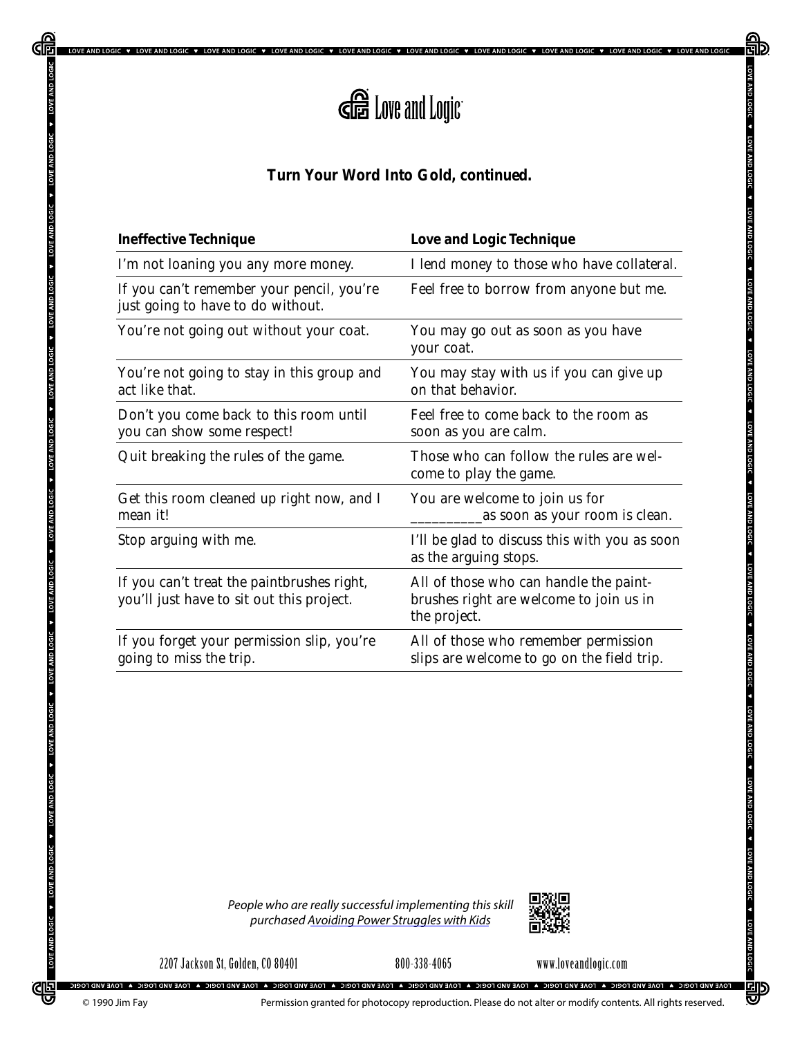Love and Logic

**Turn Your Word Into Gold, continued.**

| Ineffective Technique | Love and Logic Technique |
|---|---|
| I'm not loaning you any more money. | I lend money to those who have collateral. |
| If you can't remember your pencil, you're just going to have to do without. | Feel free to borrow from anyone but me. |
| You're not going out without your coat. | You may go out as soon as you have your coat. |
| You're not going to stay in this group and act like that. | You may stay with us if you can give up on that behavior. |
| Don't you come back to this room until you can show some respect! | Feel free to come back to the room as soon as you are calm. |
| Quit breaking the rules of the game. | Those who can follow the rules are welcome to play the game. |
| Get this room cleaned up right now, and I mean it! | You are welcome to join us for __________as soon as your room is clean. |
| Stop arguing with me. | I'll be glad to discuss this with you as soon as the arguing stops. |
| If you can't treat the paintbrushes right, you'll just have to sit out this project. | All of those who can handle the paintbrushes right are welcome to join us in the project. |
| If you forget your permission slip, you're going to miss the trip. | All of those who remember permission slips are welcome to go on the field trip. |

*People who are really successful implementing this skill purchased Avoiding Power Struggles with Kids*

2207 Jackson St, Golden, CO 80401 800-338-4065 www.loveandlogic.com

© 1990 Jim Fay Permission granted for photocopy reproduction. Please do not alter or modify contents. All rights reserved.